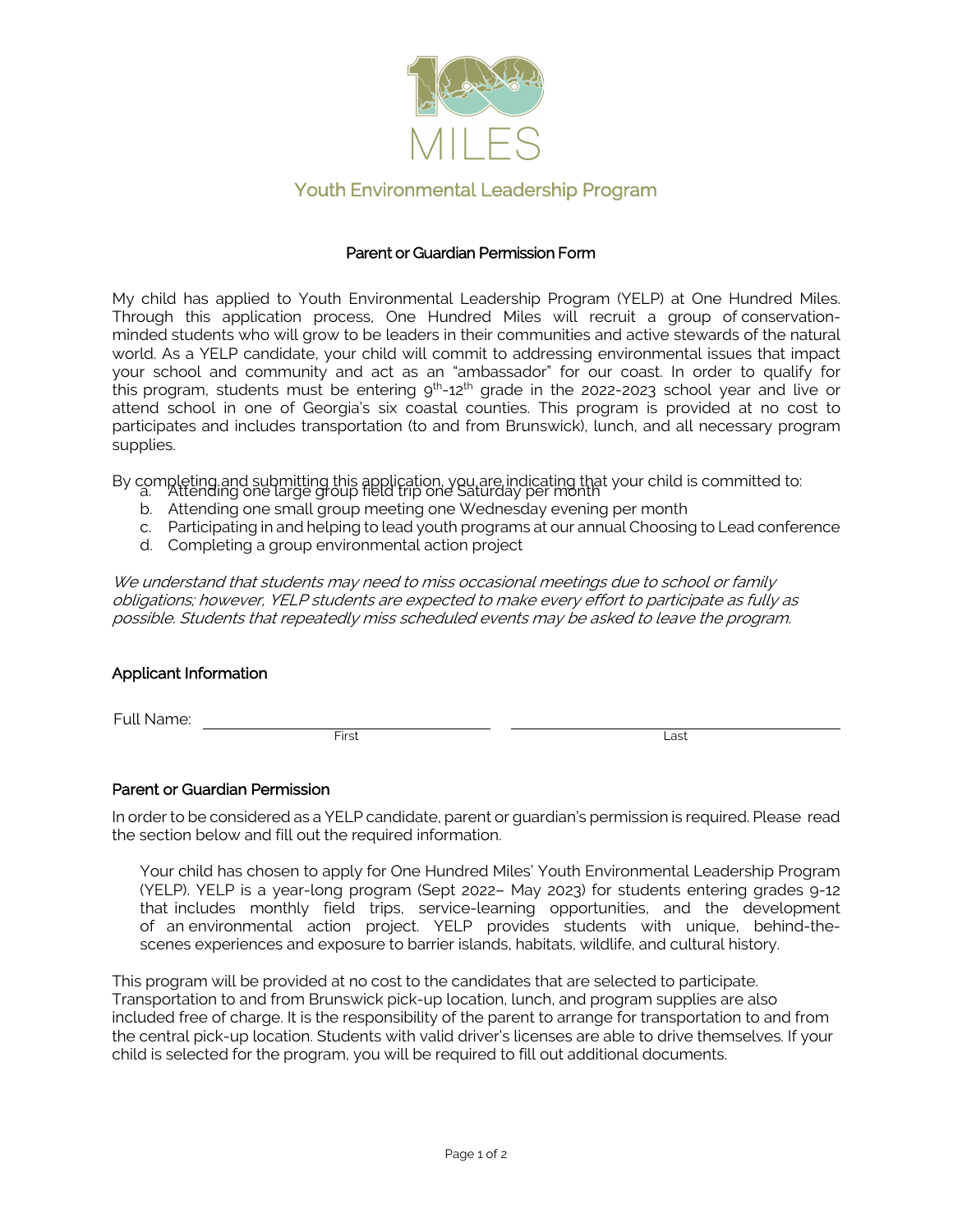MILES

## Youth Environmental Leadership Program

### Parent or Guardian Permission Form

My child has applied to Youth Environmental Leadership Program (YELP) at One Hundred Miles. Through this application process, One Hundred Miles will recruit a group of conservation-minded students who will grow to be leaders in their communities and active stewards of the natural world. As a YELP candidate, your child will commit to addressing environmental issues that impact your school and community and act as an "ambassador" for our coast. In order to qualify for this program, students must be entering 9th-12th grade in the 2022-2023 school year and live or attend school in one of Georgia's six coastal counties. This program is provided at no cost to participates and includes transportation (to and from Brunswick), lunch, and all necessary program supplies.

By completing and submitting this application, you are indicating that your child is committed to:

a. Attending one large group field trip one Saturday per month
b. Attending one small group meeting one Wednesday evening per month
c. Participating in and helping to lead youth programs at our annual Choosing to Lead conference
d. Completing a group environmental action project

*We understand that students may need to miss occasional meetings due to school or family obligations; however, YELP students are expected to make every effort to participate as fully as possible. Students that repeatedly miss scheduled events may be asked to leave the program.*

### Applicant Information

Full Name: ______________________ ______________________
First Last

### Parent or Guardian Permission

In order to be considered as a YELP candidate, parent or guardian's permission is required. Please read the section below and fill out the required information.

> Your child has chosen to apply for One Hundred Miles' Youth Environmental Leadership Program (YELP). YELP is a year-long program (Sept 2022– May 2023) for students entering grades 9-12 that includes monthly field trips, service-learning opportunities, and the development of an environmental action project. YELP provides students with unique, behind-the-scenes experiences and exposure to barrier islands, habitats, wildlife, and cultural history.

This program will be provided at no cost to the candidates that are selected to participate. Transportation to and from Brunswick pick-up location, lunch, and program supplies are also included free of charge. It is the responsibility of the parent to arrange for transportation to and from the central pick-up location. Students with valid driver's licenses are able to drive themselves. If your child is selected for the program, you will be required to fill out additional documents.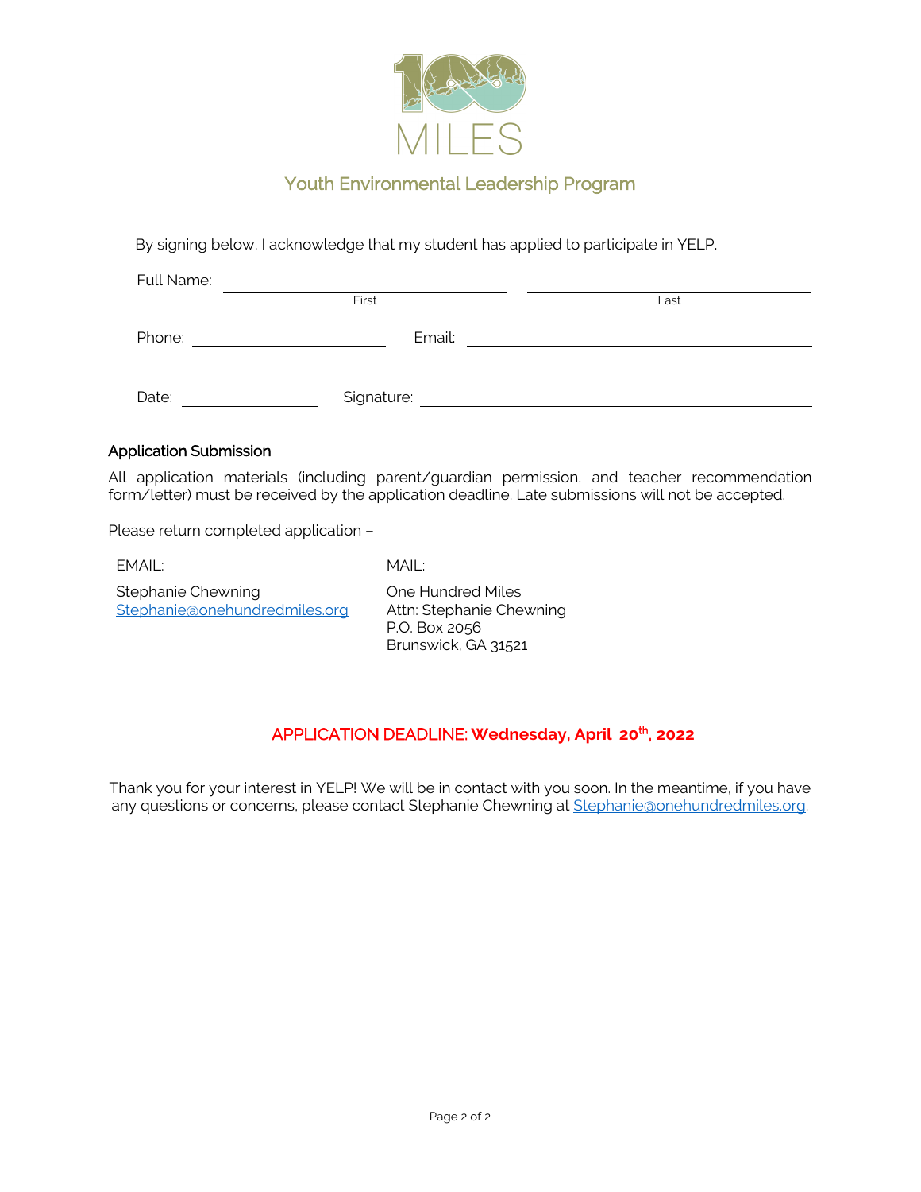MILES

## Youth Environmental Leadership Program

By signing below, I acknowledge that my student has applied to participate in YELP.

Full Name: ______________________ ______________________
First Last

Phone: ______________________ Email: ______________________

Date: ______________ Signature: ______________________

### Application Submission

All application materials (including parent/guardian permission, and teacher recommendation form/letter) must be received by the application deadline. Late submissions will not be accepted.

Please return completed application –

EMAIL:

Stephanie Chewning
Stephanie@onehundredmiles.org

MAIL:

One Hundred Miles
Attn: Stephanie Chewning
P.O. Box 2056
Brunswick, GA 31521

**APPLICATION DEADLINE: Wednesday, April 20th, 2022**

Thank you for your interest in YELP! We will be in contact with you soon. In the meantime, if you have any questions or concerns, please contact Stephanie Chewning at Stephanie@onehundredmiles.org.